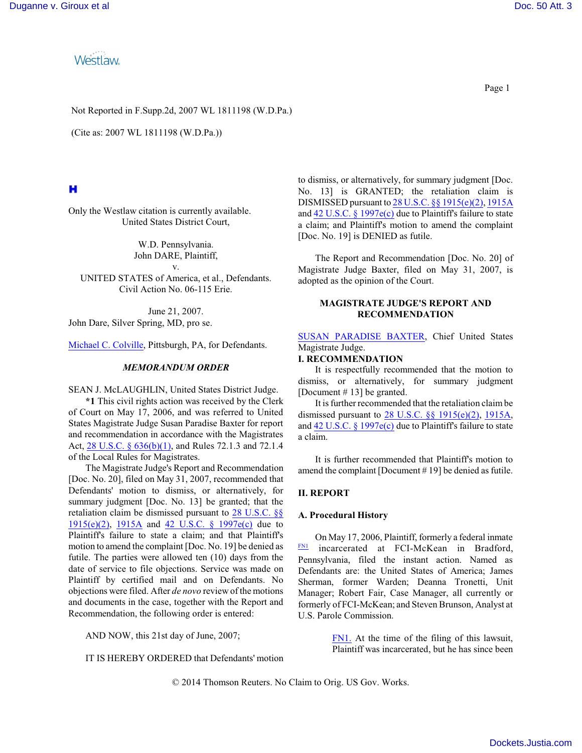Not Reported in F.Supp.2d, 2007 WL 1811198 (W.D.Pa.)

(Cite as: 2007 WL 1811198 (W.D.Pa.))

Only the Westlaw citation is currently available.

United States District Court,

W.D. Pennsylvania.

John DARE, Plaintiff,

v.

UNITED STATES of America, et al., Defendants.

Civil Action No. 06-115 Erie.

June 21, 2007.

John Dare, Silver Spring, MD, pro se.

Michael C. Colville, Pittsburgh, PA, for Defendants.

***MEMORANDUM ORDER***

SEAN J. McLAUGHLIN, United States District Judge.

**\*1** This civil rights action was received by the Clerk of Court on May 17, 2006, and was referred to United States Magistrate Judge Susan Paradise Baxter for report and recommendation in accordance with the Magistrates Act, 28 U.S.C. § 636(b)(1), and Rules 72.1.3 and 72.1.4 of the Local Rules for Magistrates.

The Magistrate Judge's Report and Recommendation [Doc. No. 20], filed on May 31, 2007, recommended that Defendants' motion to dismiss, or alternatively, for summary judgment [Doc. No. 13] be granted; that the retaliation claim be dismissed pursuant to 28 U.S.C. §§ 1915(e)(2), 1915A and 42 U.S.C. § 1997e(c) due to Plaintiff's failure to state a claim; and that Plaintiff's motion to amend the complaint [Doc. No. 19] be denied as futile. The parties were allowed ten (10) days from the date of service to file objections. Service was made on Plaintiff by certified mail and on Defendants. No objections were filed. After *de novo* review of the motions and documents in the case, together with the Report and Recommendation, the following order is entered:

AND NOW, this 21st day of June, 2007;

IT IS HEREBY ORDERED that Defendants' motion to dismiss, or alternatively, for summary judgment [Doc. No. 13] is GRANTED; the retaliation claim is DISMISSED pursuant to 28 U.S.C. §§ 1915(e)(2), 1915A and 42 U.S.C. § 1997e(c) due to Plaintiff's failure to state a claim; and Plaintiff's motion to amend the complaint [Doc. No. 19] is DENIED as futile.

The Report and Recommendation [Doc. No. 20] of Magistrate Judge Baxter, filed on May 31, 2007, is adopted as the opinion of the Court.

**MAGISTRATE JUDGE'S REPORT AND RECOMMENDATION**

SUSAN PARADISE BAXTER, Chief United States Magistrate Judge.

## I. RECOMMENDATION

It is respectfully recommended that the motion to dismiss, or alternatively, for summary judgment [Document # 13] be granted.

It is further recommended that the retaliation claim be dismissed pursuant to 28 U.S.C. §§ 1915(e)(2), 1915A, and 42 U.S.C. § 1997e(c) due to Plaintiff's failure to state a claim.

It is further recommended that Plaintiff's motion to amend the complaint [Document # 19] be denied as futile.

## II. REPORT

### A. Procedural History

On May 17, 2006, Plaintiff, formerly a federal inmate [FN1] incarcerated at FCI-McKean in Bradford, Pennsylvania, filed the instant action. Named as Defendants are: the United States of America; James Sherman, former Warden; Deanna Tronetti, Unit Manager; Robert Fair, Case Manager, all currently or formerly of FCI-McKean; and Steven Brunson, Analyst at U.S. Parole Commission.

> FN1. At the time of the filing of this lawsuit, Plaintiff was incarcerated, but he has since been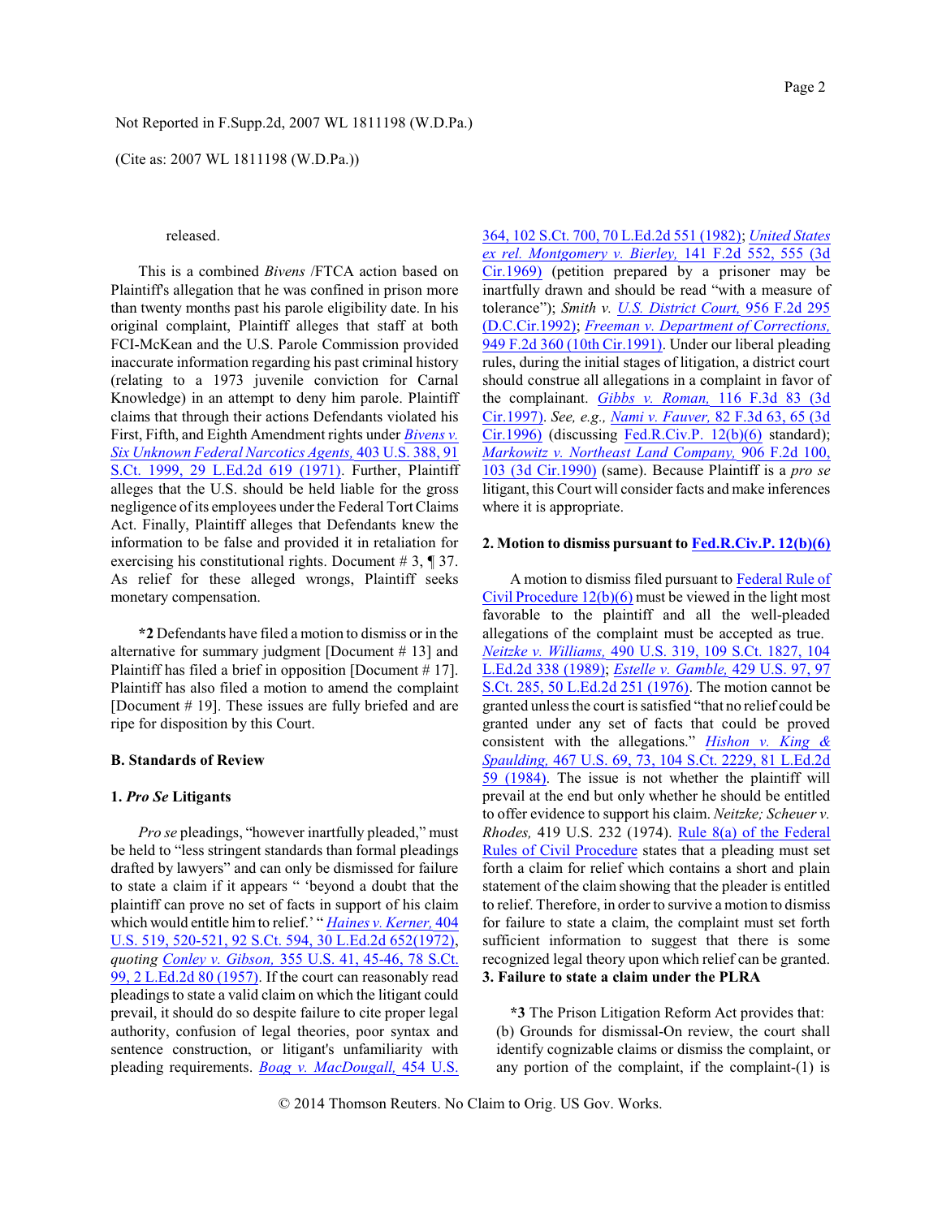released.

This is a combined *Bivens* /FTCA action based on Plaintiff's allegation that he was confined in prison more than twenty months past his parole eligibility date. In his original complaint, Plaintiff alleges that staff at both FCI-McKean and the U.S. Parole Commission provided inaccurate information regarding his past criminal history (relating to a 1973 juvenile conviction for Carnal Knowledge) in an attempt to deny him parole. Plaintiff claims that through their actions Defendants violated his First, Fifth, and Eighth Amendment rights under *Bivens v. Six Unknown Federal Narcotics Agents,* 403 U.S. 388, 91 S.Ct. 1999, 29 L.Ed.2d 619 (1971). Further, Plaintiff alleges that the U.S. should be held liable for the gross negligence of its employees under the Federal Tort Claims Act. Finally, Plaintiff alleges that Defendants knew the information to be false and provided it in retaliation for exercising his constitutional rights. Document # 3, ¶ 37. As relief for these alleged wrongs, Plaintiff seeks monetary compensation.

**\*2** Defendants have filed a motion to dismiss or in the alternative for summary judgment [Document # 13] and Plaintiff has filed a brief in opposition [Document # 17]. Plaintiff has also filed a motion to amend the complaint [Document # 19]. These issues are fully briefed and are ripe for disposition by this Court.

### B. Standards of Review

#### 1. *Pro Se* Litigants

*Pro se* pleadings, "however inartfully pleaded," must be held to "less stringent standards than formal pleadings drafted by lawyers" and can only be dismissed for failure to state a claim if it appears " 'beyond a doubt that the plaintiff can prove no set of facts in support of his claim which would entitle him to relief.' " *Haines v. Kerner,* 404 U.S. 519, 520-521, 92 S.Ct. 594, 30 L.Ed.2d 652(1972), *quoting Conley v. Gibson,* 355 U.S. 41, 45-46, 78 S.Ct. 99, 2 L.Ed.2d 80 (1957). If the court can reasonably read pleadings to state a valid claim on which the litigant could prevail, it should do so despite failure to cite proper legal authority, confusion of legal theories, poor syntax and sentence construction, or litigant's unfamiliarity with pleading requirements. *Boag v. MacDougall,* 454 U.S. 364, 102 S.Ct. 700, 70 L.Ed.2d 551 (1982); *United States ex rel. Montgomery v. Bierley,* 141 F.2d 552, 555 (3d Cir.1969) (petition prepared by a prisoner may be inartfully drawn and should be read "with a measure of tolerance"); *Smith v. U.S. District Court,* 956 F.2d 295 (D.C.Cir.1992); *Freeman v. Department of Corrections,* 949 F.2d 360 (10th Cir.1991). Under our liberal pleading rules, during the initial stages of litigation, a district court should construe all allegations in a complaint in favor of the complainant. *Gibbs v. Roman,* 116 F.3d 83 (3d Cir.1997). *See, e.g., Nami v. Fauver,* 82 F.3d 63, 65 (3d Cir.1996) (discussing Fed.R.Civ.P. 12(b)(6) standard); *Markowitz v. Northeast Land Company,* 906 F.2d 100, 103 (3d Cir.1990) (same). Because Plaintiff is a *pro se* litigant, this Court will consider facts and make inferences where it is appropriate.

#### 2. Motion to dismiss pursuant to Fed.R.Civ.P. 12(b)(6)

A motion to dismiss filed pursuant to Federal Rule of Civil Procedure 12(b)(6) must be viewed in the light most favorable to the plaintiff and all the well-pleaded allegations of the complaint must be accepted as true. *Neitzke v. Williams,* 490 U.S. 319, 109 S.Ct. 1827, 104 L.Ed.2d 338 (1989); *Estelle v. Gamble,* 429 U.S. 97, 97 S.Ct. 285, 50 L.Ed.2d 251 (1976). The motion cannot be granted unless the court is satisfied "that no relief could be granted under any set of facts that could be proved consistent with the allegations." *Hishon v. King & Spaulding,* 467 U.S. 69, 73, 104 S.Ct. 2229, 81 L.Ed.2d 59 (1984). The issue is not whether the plaintiff will prevail at the end but only whether he should be entitled to offer evidence to support his claim. *Neitzke; Scheuer v. Rhodes,* 419 U.S. 232 (1974). Rule 8(a) of the Federal Rules of Civil Procedure states that a pleading must set forth a claim for relief which contains a short and plain statement of the claim showing that the pleader is entitled to relief. Therefore, in order to survive a motion to dismiss for failure to state a claim, the complaint must set forth sufficient information to suggest that there is some recognized legal theory upon which relief can be granted.

#### 3. Failure to state a claim under the PLRA

**\*3** The Prison Litigation Reform Act provides that:

(b) Grounds for dismissal-On review, the court shall identify cognizable claims or dismiss the complaint, or any portion of the complaint, if the complaint-(1) is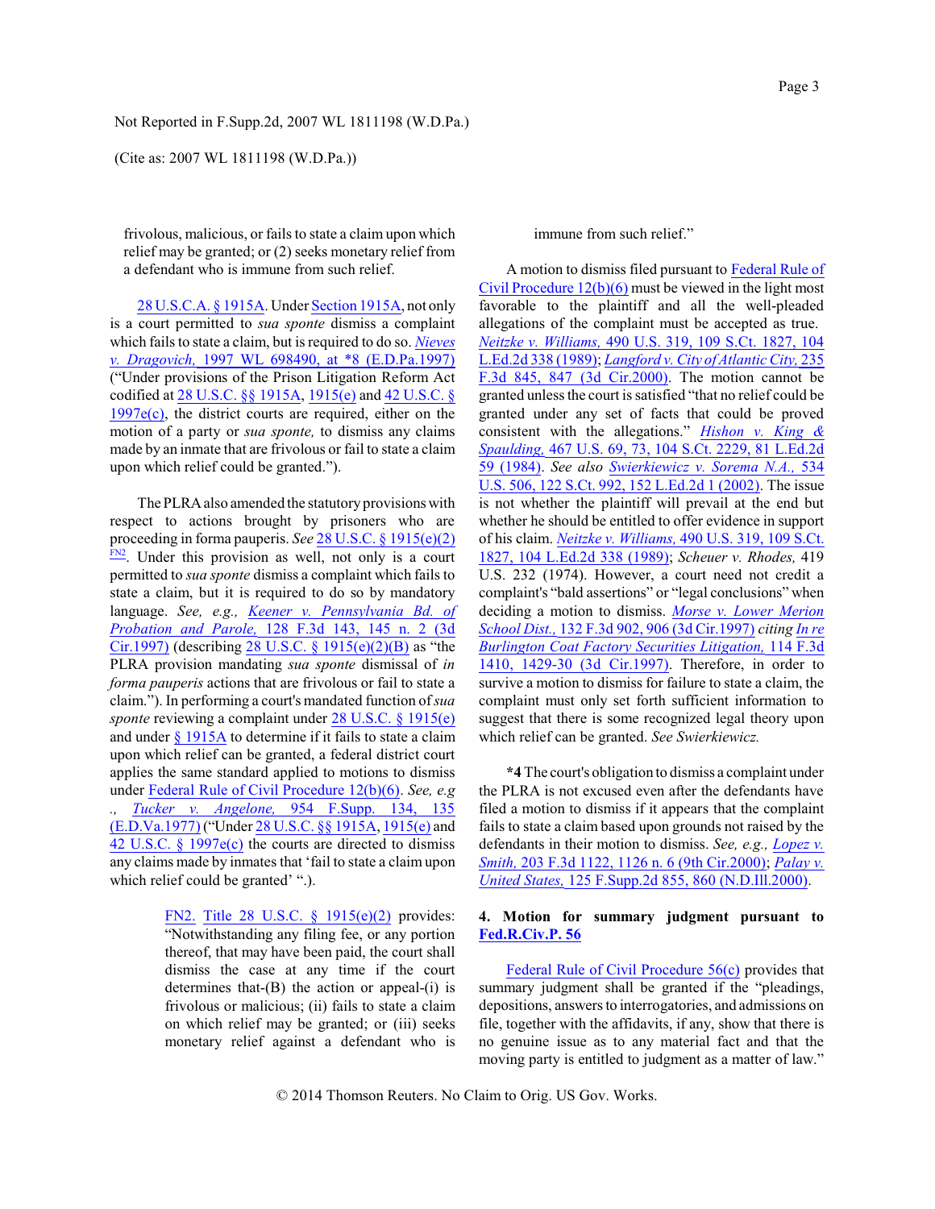frivolous, malicious, or fails to state a claim upon which relief may be granted; or (2) seeks monetary relief from a defendant who is immune from such relief.

28 U.S.C.A. § 1915A. Under Section 1915A, not only is a court permitted to *sua sponte* dismiss a complaint which fails to state a claim, but is required to do so. *Nieves v. Dragovich,* 1997 WL 698490, at *8 (E.D.Pa.1997) ("Under provisions of the Prison Litigation Reform Act codified at 28 U.S.C. §§ 1915A, 1915(e) and 42 U.S.C. § 1997e(c), the district courts are required, either on the motion of a party or *sua sponte,* to dismiss any claims made by an inmate that are frivolous or fail to state a claim upon which relief could be granted.").

The PLRA also amended the statutory provisions with respect to actions brought by prisoners who are proceeding in forma pauperis. *See* 28 U.S.C. § 1915(e)(2) [FN2]. Under this provision as well, not only is a court permitted to *sua sponte* dismiss a complaint which fails to state a claim, but it is required to do so by mandatory language. *See, e.g., Keener v. Pennsylvania Bd. of Probation and Parole,* 128 F.3d 143, 145 n. 2 (3d Cir.1997) (describing 28 U.S.C. § 1915(e)(2)(B) as "the PLRA provision mandating *sua sponte* dismissal of *in forma pauperis* actions that are frivolous or fail to state a claim."). In performing a court's mandated function of *sua sponte* reviewing a complaint under 28 U.S.C. § 1915(e) and under § 1915A to determine if it fails to state a claim upon which relief can be granted, a federal district court applies the same standard applied to motions to dismiss under Federal Rule of Civil Procedure 12(b)(6). *See, e.g., Tucker v. Angelone,* 954 F.Supp. 134, 135 (E.D.Va.1977) ("Under 28 U.S.C. §§ 1915A, 1915(e) and 42 U.S.C. § 1997e(c) the courts are directed to dismiss any claims made by inmates that 'fail to state a claim upon which relief could be granted' ".).

> FN2. Title 28 U.S.C. § 1915(e)(2) provides: "Notwithstanding any filing fee, or any portion thereof, that may have been paid, the court shall dismiss the case at any time if the court determines that-(B) the action or appeal-(i) is frivolous or malicious; (ii) fails to state a claim on which relief may be granted; or (iii) seeks monetary relief against a defendant who is immune from such relief."

A motion to dismiss filed pursuant to Federal Rule of Civil Procedure 12(b)(6) must be viewed in the light most favorable to the plaintiff and all the well-pleaded allegations of the complaint must be accepted as true. *Neitzke v. Williams,* 490 U.S. 319, 109 S.Ct. 1827, 104 L.Ed.2d 338 (1989); *Langford v. City of Atlantic City,* 235 F.3d 845, 847 (3d Cir.2000). The motion cannot be granted unless the court is satisfied "that no relief could be granted under any set of facts that could be proved consistent with the allegations." *Hishon v. King & Spaulding,* 467 U.S. 69, 73, 104 S.Ct. 2229, 81 L.Ed.2d 59 (1984). *See also Swierkiewicz v. Sorema N.A.,* 534 U.S. 506, 122 S.Ct. 992, 152 L.Ed.2d 1 (2002). The issue is not whether the plaintiff will prevail at the end but whether he should be entitled to offer evidence in support of his claim. *Neitzke v. Williams,* 490 U.S. 319, 109 S.Ct. 1827, 104 L.Ed.2d 338 (1989); *Scheuer v. Rhodes,* 419 U.S. 232 (1974). However, a court need not credit a complaint's "bald assertions" or "legal conclusions" when deciding a motion to dismiss. *Morse v. Lower Merion School Dist.,* 132 F.3d 902, 906 (3d Cir.1997) *citing In re Burlington Coat Factory Securities Litigation,* 114 F.3d 1410, 1429-30 (3d Cir.1997). Therefore, in order to survive a motion to dismiss for failure to state a claim, the complaint must only set forth sufficient information to suggest that there is some recognized legal theory upon which relief can be granted. *See Swierkiewicz.*

**\*4** The court's obligation to dismiss a complaint under the PLRA is not excused even after the defendants have filed a motion to dismiss if it appears that the complaint fails to state a claim based upon grounds not raised by the defendants in their motion to dismiss. *See, e.g., Lopez v. Smith,* 203 F.3d 1122, 1126 n. 6 (9th Cir.2000); *Palay v. United States,* 125 F.Supp.2d 855, 860 (N.D.Ill.2000).

### 4. Motion for summary judgment pursuant to Fed.R.Civ.P. 56

Federal Rule of Civil Procedure 56(c) provides that summary judgment shall be granted if the "pleadings, depositions, answers to interrogatories, and admissions on file, together with the affidavits, if any, show that there is no genuine issue as to any material fact and that the moving party is entitled to judgment as a matter of law."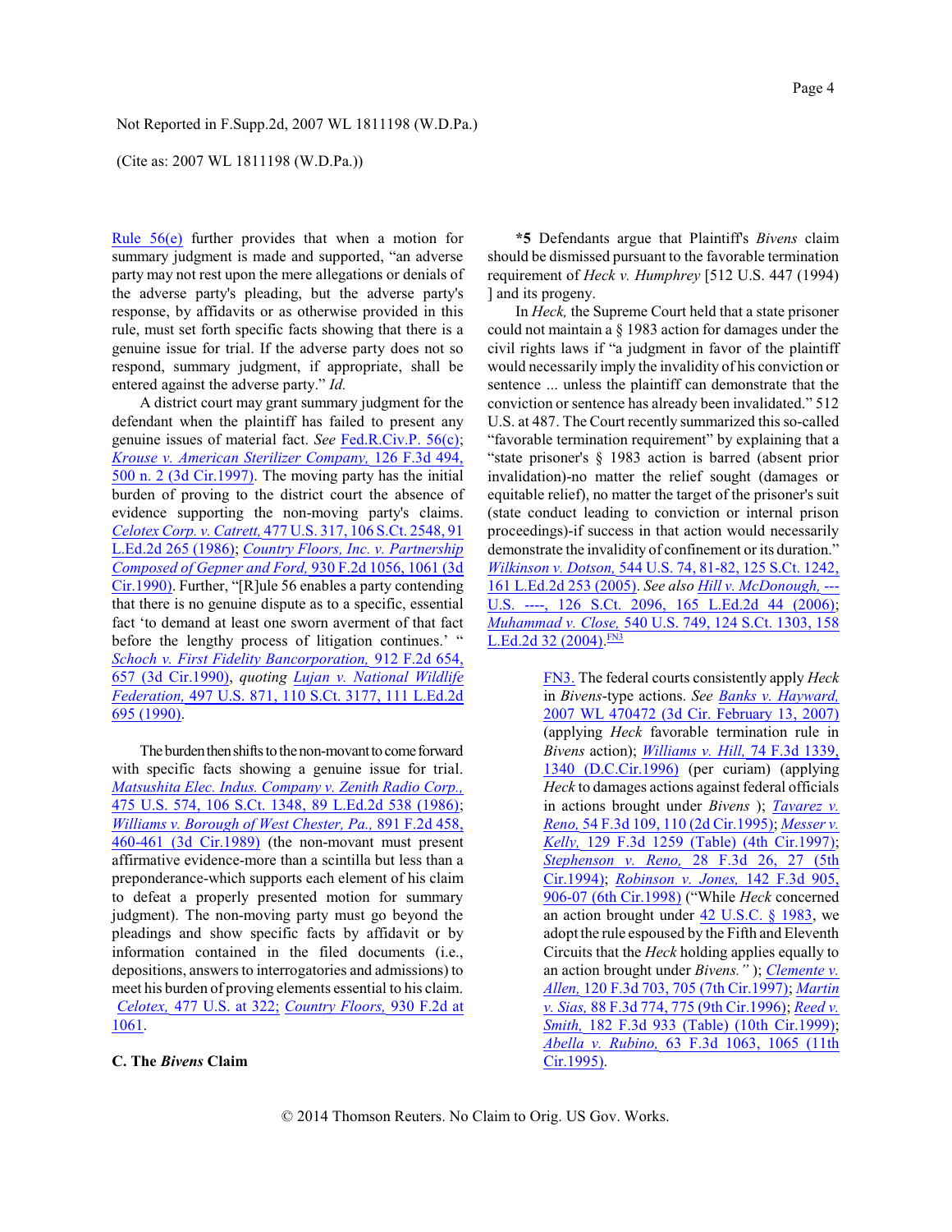Rule 56(e) further provides that when a motion for summary judgment is made and supported, "an adverse party may not rest upon the mere allegations or denials of the adverse party's pleading, but the adverse party's response, by affidavits or as otherwise provided in this rule, must set forth specific facts showing that there is a genuine issue for trial. If the adverse party does not so respond, summary judgment, if appropriate, shall be entered against the adverse party." *Id.*

A district court may grant summary judgment for the defendant when the plaintiff has failed to present any genuine issues of material fact. *See* Fed.R.Civ.P. 56(c); *Krouse v. American Sterilizer Company,* 126 F.3d 494, 500 n. 2 (3d Cir.1997). The moving party has the initial burden of proving to the district court the absence of evidence supporting the non-moving party's claims. *Celotex Corp. v. Catrett,* 477 U.S. 317, 106 S.Ct. 2548, 91 L.Ed.2d 265 (1986); *Country Floors, Inc. v. Partnership Composed of Gepner and Ford,* 930 F.2d 1056, 1061 (3d Cir.1990). Further, "[R]ule 56 enables a party contending that there is no genuine dispute as to a specific, essential fact 'to demand at least one sworn averment of that fact before the lengthy process of litigation continues.' " *Schoch v. First Fidelity Bancorporation,* 912 F.2d 654, 657 (3d Cir.1990), *quoting Lujan v. National Wildlife Federation,* 497 U.S. 871, 110 S.Ct. 3177, 111 L.Ed.2d 695 (1990).

The burden then shifts to the non-movant to come forward with specific facts showing a genuine issue for trial. *Matsushita Elec. Indus. Company v. Zenith Radio Corp.,* 475 U.S. 574, 106 S.Ct. 1348, 89 L.Ed.2d 538 (1986); *Williams v. Borough of West Chester, Pa.,* 891 F.2d 458, 460-461 (3d Cir.1989) (the non-movant must present affirmative evidence-more than a scintilla but less than a preponderance-which supports each element of his claim to defeat a properly presented motion for summary judgment). The non-moving party must go beyond the pleadings and show specific facts by affidavit or by information contained in the filed documents (i.e., depositions, answers to interrogatories and admissions) to meet his burden of proving elements essential to his claim. *Celotex,* 477 U.S. at 322; *Country Floors,* 930 F.2d at 1061.

### C. The *Bivens* Claim

**\*5** Defendants argue that Plaintiff's *Bivens* claim should be dismissed pursuant to the favorable termination requirement of *Heck v. Humphrey* [512 U.S. 447 (1994) ] and its progeny.

In *Heck,* the Supreme Court held that a state prisoner could not maintain a § 1983 action for damages under the civil rights laws if "a judgment in favor of the plaintiff would necessarily imply the invalidity of his conviction or sentence ... unless the plaintiff can demonstrate that the conviction or sentence has already been invalidated." 512 U.S. at 487. The Court recently summarized this so-called "favorable termination requirement" by explaining that a "state prisoner's § 1983 action is barred (absent prior invalidation)-no matter the relief sought (damages or equitable relief), no matter the target of the prisoner's suit (state conduct leading to conviction or internal prison proceedings)-if success in that action would necessarily demonstrate the invalidity of confinement or its duration." *Wilkinson v. Dotson,* 544 U.S. 74, 81-82, 125 S.Ct. 1242, 161 L.Ed.2d 253 (2005). *See also Hill v. McDonough,* --- U.S. ----, 126 S.Ct. 2096, 165 L.Ed.2d 44 (2006); *Muhammad v. Close,* 540 U.S. 749, 124 S.Ct. 1303, 158 L.Ed.2d 32 (2004).[FN3]

> FN3. The federal courts consistently apply *Heck* in *Bivens*-type actions. *See Banks v. Hayward,* 2007 WL 470472 (3d Cir. February 13, 2007) (applying *Heck* favorable termination rule in *Bivens* action); *Williams v. Hill,* 74 F.3d 1339, 1340 (D.C.Cir.1996) (per curiam) (applying *Heck* to damages actions against federal officials in actions brought under *Bivens* ); *Tavarez v. Reno,* 54 F.3d 109, 110 (2d Cir.1995); *Messer v. Kelly,* 129 F.3d 1259 (Table) (4th Cir.1997); *Stephenson v. Reno,* 28 F.3d 26, 27 (5th Cir.1994); *Robinson v. Jones,* 142 F.3d 905, 906-07 (6th Cir.1998) ("While *Heck* concerned an action brought under 42 U.S.C. § 1983, we adopt the rule espoused by the Fifth and Eleventh Circuits that the *Heck* holding applies equally to an action brought under *Bivens.*" ); *Clemente v. Allen,* 120 F.3d 703, 705 (7th Cir.1997); *Martin v. Sias,* 88 F.3d 774, 775 (9th Cir.1996); *Reed v. Smith,* 182 F.3d 933 (Table) (10th Cir.1999); *Abella v. Rubino,* 63 F.3d 1063, 1065 (11th Cir.1995).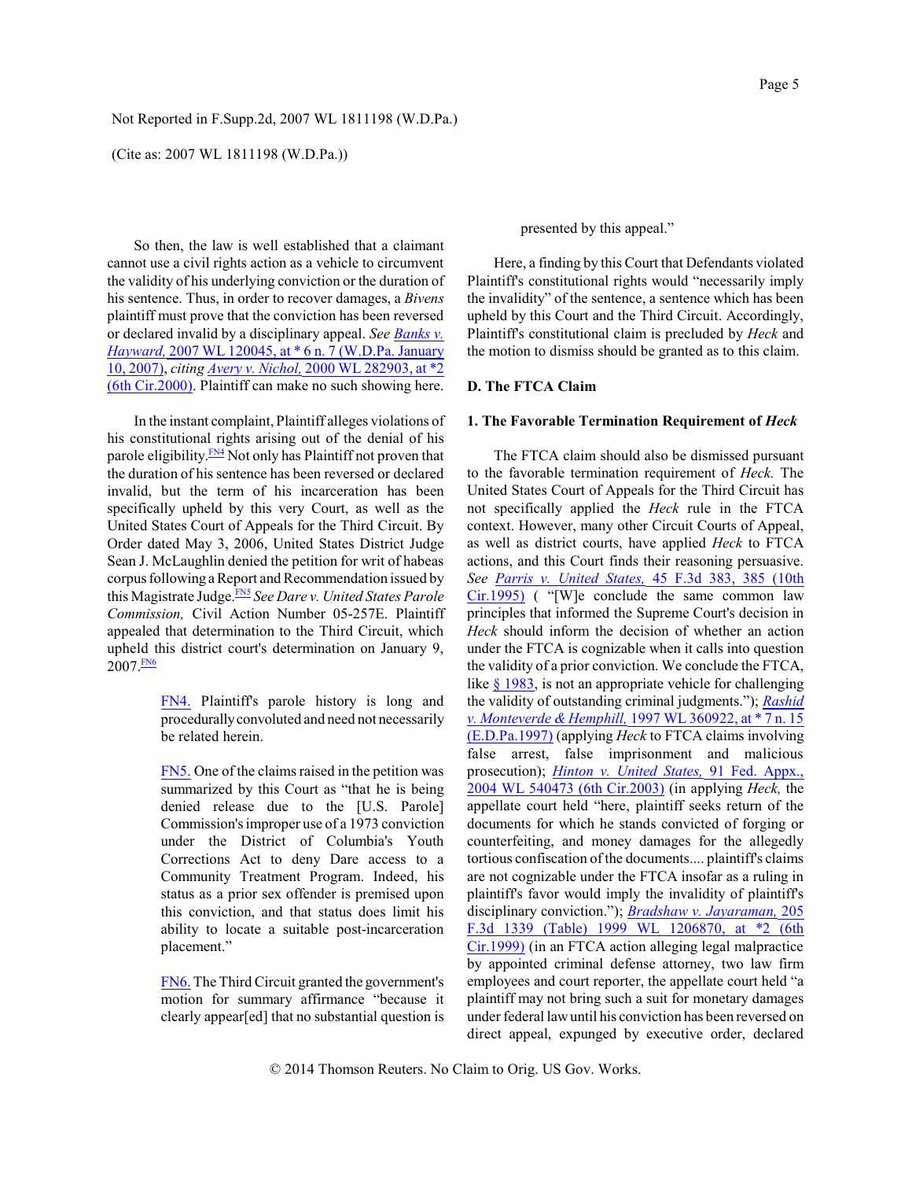So then, the law is well established that a claimant cannot use a civil rights action as a vehicle to circumvent the validity of his underlying conviction or the duration of his sentence. Thus, in order to recover damages, a *Bivens* plaintiff must prove that the conviction has been reversed or declared invalid by a disciplinary appeal. *See Banks v. Hayward,* 2007 WL 120045, at * 6 n. 7 (W.D.Pa. January 10, 2007), *citing Avery v. Nichol,* 2000 WL 282903, at *2 (6th Cir.2000). Plaintiff can make no such showing here.

In the instant complaint, Plaintiff alleges violations of his constitutional rights arising out of the denial of his parole eligibility.[FN4] Not only has Plaintiff not proven that the duration of his sentence has been reversed or declared invalid, but the term of his incarceration has been specifically upheld by this very Court, as well as the United States Court of Appeals for the Third Circuit. By Order dated May 3, 2006, United States District Judge Sean J. McLaughlin denied the petition for writ of habeas corpus following a Report and Recommendation issued by this Magistrate Judge.[FN5] *See Dare v. United States Parole Commission,* Civil Action Number 05-257E. Plaintiff appealed that determination to the Third Circuit, which upheld this district court's determination on January 9, 2007.[FN6]

> FN4. Plaintiff's parole history is long and procedurally convoluted and need not necessarily be related herein.
>
> FN5. One of the claims raised in the petition was summarized by this Court as "that he is being denied release due to the [U.S. Parole] Commission's improper use of a 1973 conviction under the District of Columbia's Youth Corrections Act to deny Dare access to a Community Treatment Program. Indeed, his status as a prior sex offender is premised upon this conviction, and that status does limit his ability to locate a suitable post-incarceration placement."
>
> FN6. The Third Circuit granted the government's motion for summary affirmance "because it clearly appear[ed] that no substantial question is presented by this appeal."

Here, a finding by this Court that Defendants violated Plaintiff's constitutional rights would "necessarily imply the invalidity" of the sentence, a sentence which has been upheld by this Court and the Third Circuit. Accordingly, Plaintiff's constitutional claim is precluded by *Heck* and the motion to dismiss should be granted as to this claim.

### D. The FTCA Claim

#### 1. The Favorable Termination Requirement of *Heck*

The FTCA claim should also be dismissed pursuant to the favorable termination requirement of *Heck.* The United States Court of Appeals for the Third Circuit has not specifically applied the *Heck* rule in the FTCA context. However, many other Circuit Courts of Appeal, as well as district courts, have applied *Heck* to FTCA actions, and this Court finds their reasoning persuasive. *See Parris v. United States,* 45 F.3d 383, 385 (10th Cir.1995) ( "[W]e conclude the same common law principles that informed the Supreme Court's decision in *Heck* should inform the decision of whether an action under the FTCA is cognizable when it calls into question the validity of a prior conviction. We conclude the FTCA, like § 1983, is not an appropriate vehicle for challenging the validity of outstanding criminal judgments."); *Rashid v. Monteverde & Hemphill,* 1997 WL 360922, at * 7 n. 15 (E.D.Pa.1997) (applying *Heck* to FTCA claims involving false arrest, false imprisonment and malicious prosecution); *Hinton v. United States,* 91 Fed. Appx., 2004 WL 540473 (6th Cir.2003) (in applying *Heck,* the appellate court held "here, plaintiff seeks return of the documents for which he stands convicted of forging or counterfeiting, and money damages for the allegedly tortious confiscation of the documents.... plaintiff's claims are not cognizable under the FTCA insofar as a ruling in plaintiff's favor would imply the invalidity of plaintiff's disciplinary conviction."); *Bradshaw v. Jayaraman,* 205 F.3d 1339 (Table) 1999 WL 1206870, at *2 (6th Cir.1999) (in an FTCA action alleging legal malpractice by appointed criminal defense attorney, two law firm employees and court reporter, the appellate court held "a plaintiff may not bring such a suit for monetary damages under federal law until his conviction has been reversed on direct appeal, expunged by executive order, declared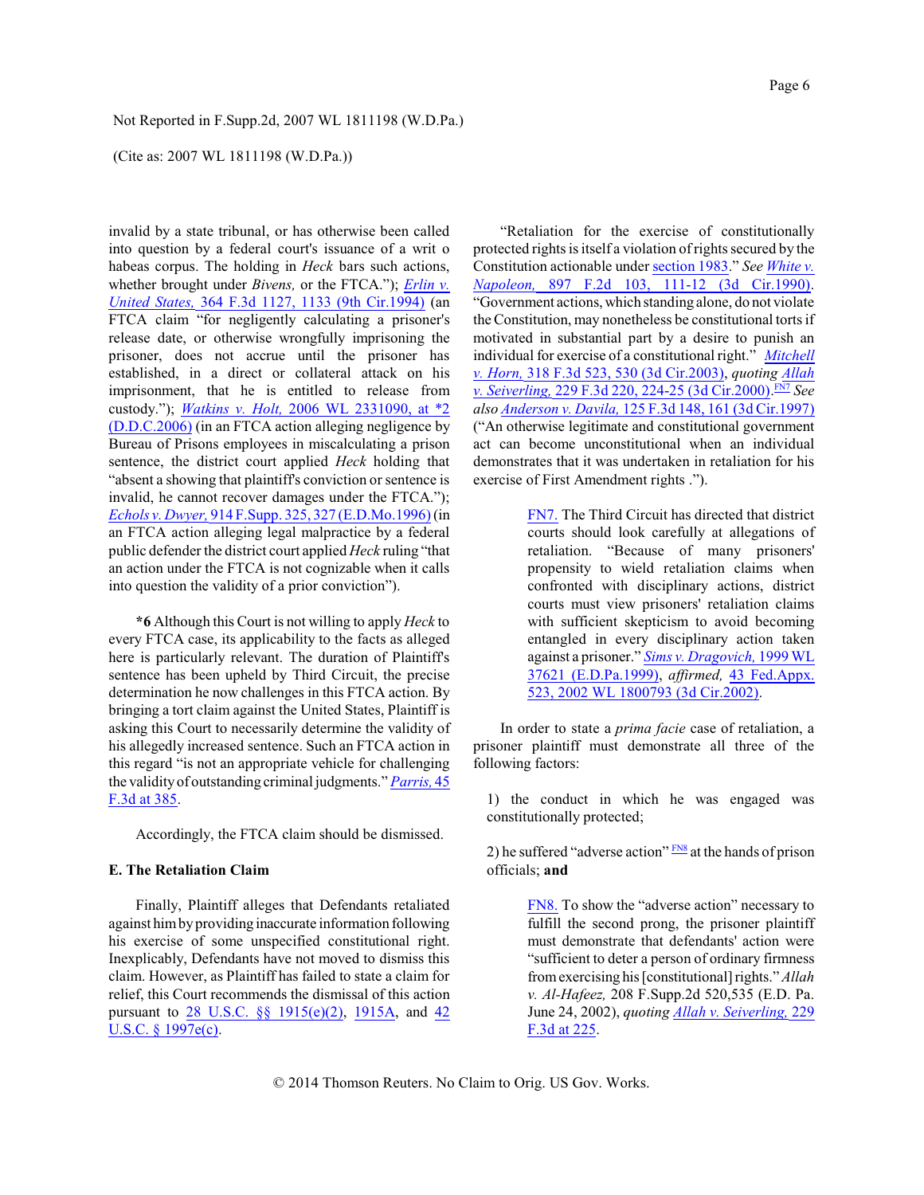invalid by a state tribunal, or has otherwise been called into question by a federal court's issuance of a writ o habeas corpus. The holding in *Heck* bars such actions, whether brought under *Bivens,* or the FTCA."); *Erlin v. United States,* 364 F.3d 1127, 1133 (9th Cir.1994) (an FTCA claim "for negligently calculating a prisoner's release date, or otherwise wrongfully imprisoning the prisoner, does not accrue until the prisoner has established, in a direct or collateral attack on his imprisonment, that he is entitled to release from custody."); *Watkins v. Holt,* 2006 WL 2331090, at *2 (D.D.C.2006) (in an FTCA action alleging negligence by Bureau of Prisons employees in miscalculating a prison sentence, the district court applied *Heck* holding that "absent a showing that plaintiff's conviction or sentence is invalid, he cannot recover damages under the FTCA."); *Echols v. Dwyer,* 914 F.Supp. 325, 327 (E.D.Mo.1996) (in an FTCA action alleging legal malpractice by a federal public defender the district court applied *Heck* ruling "that an action under the FTCA is not cognizable when it calls into question the validity of a prior conviction").

**\*6** Although this Court is not willing to apply *Heck* to every FTCA case, its applicability to the facts as alleged here is particularly relevant. The duration of Plaintiff's sentence has been upheld by Third Circuit, the precise determination he now challenges in this FTCA action. By bringing a tort claim against the United States, Plaintiff is asking this Court to necessarily determine the validity of his allegedly increased sentence. Such an FTCA action in this regard "is not an appropriate vehicle for challenging the validity of outstanding criminal judgments." *Parris,* 45 F.3d at 385.

Accordingly, the FTCA claim should be dismissed.

**E. The Retaliation Claim**

Finally, Plaintiff alleges that Defendants retaliated against him by providing inaccurate information following his exercise of some unspecified constitutional right. Inexplicably, Defendants have not moved to dismiss this claim. However, as Plaintiff has failed to state a claim for relief, this Court recommends the dismissal of this action pursuant to 28 U.S.C. §§ 1915(e)(2), 1915A, and 42 U.S.C. § 1997e(c).

"Retaliation for the exercise of constitutionally protected rights is itself a violation of rights secured by the Constitution actionable under section 1983." *See White v. Napoleon,* 897 F.2d 103, 111-12 (3d Cir.1990). "Government actions, which standing alone, do not violate the Constitution, may nonetheless be constitutional torts if motivated in substantial part by a desire to punish an individual for exercise of a constitutional right." *Mitchell v. Horn,* 318 F.3d 523, 530 (3d Cir.2003), *quoting Allah v. Seiverling,* 229 F.3d 220, 224-25 (3d Cir.2000).[FN7] *See also Anderson v. Davila,* 125 F.3d 148, 161 (3d Cir.1997) ("An otherwise legitimate and constitutional government act can become unconstitutional when an individual demonstrates that it was undertaken in retaliation for his exercise of First Amendment rights .").

> FN7. The Third Circuit has directed that district courts should look carefully at allegations of retaliation. "Because of many prisoners' propensity to wield retaliation claims when confronted with disciplinary actions, district courts must view prisoners' retaliation claims with sufficient skepticism to avoid becoming entangled in every disciplinary action taken against a prisoner." *Sims v. Dragovich,* 1999 WL 37621 (E.D.Pa.1999), *affirmed,* 43 Fed.Appx. 523, 2002 WL 1800793 (3d Cir.2002).

In order to state a *prima facie* case of retaliation, a prisoner plaintiff must demonstrate all three of the following factors:

1) the conduct in which he was engaged was constitutionally protected;

2) he suffered "adverse action"[FN8] at the hands of prison officials; **and**

> FN8. To show the "adverse action" necessary to fulfill the second prong, the prisoner plaintiff must demonstrate that defendants' action were "sufficient to deter a person of ordinary firmness from exercising his [constitutional] rights." *Allah v. Al-Hafeez,* 208 F.Supp.2d 520,535 (E.D. Pa. June 24, 2002), *quoting Allah v. Seiverling,* 229 F.3d at 225.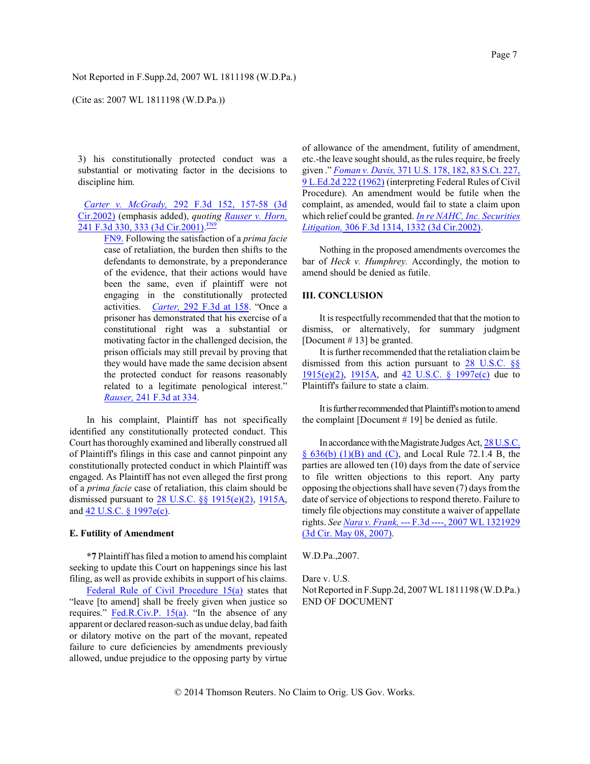3) his constitutionally protected conduct was a substantial or motivating factor in the decisions to discipline him.

*Carter v. McGrady,* 292 F.3d 152, 157-58 (3d Cir.2002) (emphasis added), *quoting* *Rauser v. Horn,* 241 F.3d 330, 333 (3d Cir.2001).FN9

> FN9. Following the satisfaction of a *prima facie* case of retaliation, the burden then shifts to the defendants to demonstrate, by a preponderance of the evidence, that their actions would have been the same, even if plaintiff were not engaging in the constitutionally protected activities. *Carter,* 292 F.3d at 158. "Once a prisoner has demonstrated that his exercise of a constitutional right was a substantial or motivating factor in the challenged decision, the prison officials may still prevail by proving that they would have made the same decision absent the protected conduct for reasons reasonably related to a legitimate penological interest." *Rauser,* 241 F.3d at 334.

In his complaint, Plaintiff has not specifically identified any constitutionally protected conduct. This Court has thoroughly examined and liberally construed all of Plaintiff's filings in this case and cannot pinpoint any constitutionally protected conduct in which Plaintiff was engaged. As Plaintiff has not even alleged the first prong of a *prima facie* case of retaliation, this claim should be dismissed pursuant to 28 U.S.C. §§ 1915(e)(2), 1915A, and 42 U.S.C. § 1997e(c).

### E. Futility of Amendment

**\*7** Plaintiff has filed a motion to amend his complaint seeking to update this Court on happenings since his last filing, as well as provide exhibits in support of his claims. Federal Rule of Civil Procedure 15(a) states that "leave [to amend] shall be freely given when justice so requires." Fed.R.Civ.P. 15(a). "In the absence of any apparent or declared reason-such as undue delay, bad faith or dilatory motive on the part of the movant, repeated failure to cure deficiencies by amendments previously allowed, undue prejudice to the opposing party by virtue of allowance of the amendment, futility of amendment, etc.-the leave sought should, as the rules require, be freely given ." *Foman v. Davis,* 371 U.S. 178, 182, 83 S.Ct. 227, 9 L.Ed.2d 222 (1962) (interpreting Federal Rules of Civil Procedure). An amendment would be futile when the complaint, as amended, would fail to state a claim upon which relief could be granted. *In re NAHC, Inc. Securities Litigation,* 306 F.3d 1314, 1332 (3d Cir.2002).

Nothing in the proposed amendments overcomes the bar of *Heck v. Humphrey.* Accordingly, the motion to amend should be denied as futile.

### III. CONCLUSION

It is respectfully recommended that that the motion to dismiss, or alternatively, for summary judgment [Document # 13] be granted.

It is further recommended that the retaliation claim be dismissed from this action pursuant to 28 U.S.C. §§ 1915(e)(2), 1915A, and 42 U.S.C. § 1997e(c) due to Plaintiff's failure to state a claim.

It is further recommended that Plaintiff's motion to amend the complaint [Document # 19] be denied as futile.

In accordance with the Magistrate Judges Act, 28 U.S.C. § 636(b) (1)(B) and (C), and Local Rule 72.1.4 B, the parties are allowed ten (10) days from the date of service to file written objections to this report. Any party opposing the objections shall have seven (7) days from the date of service of objections to respond thereto. Failure to timely file objections may constitute a waiver of appellate rights. *See* *Nara v. Frank,* --- F.3d ----, 2007 WL 1321929 (3d Cir. May 08, 2007).

W.D.Pa.,2007.

Dare v. U.S.
Not Reported in F.Supp.2d, 2007 WL 1811198 (W.D.Pa.)
END OF DOCUMENT